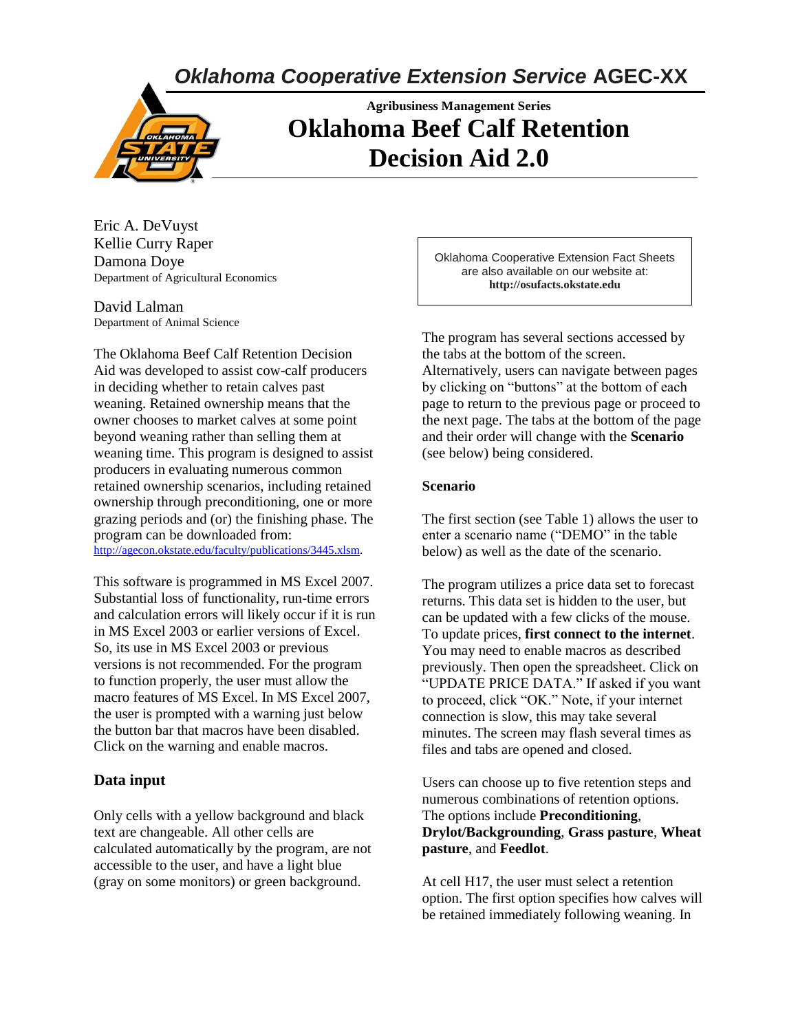*Oklahoma Cooperative Extension Service* **AGEC-XX**

**Agribusiness Management Series**

# Oklahoma Beef Calf Retention Decision Aid 2.0

Eric A. DeVuyst
Kellie Curry Raper
Damona Doye
Department of Agricultural Economics

David Lalman
Department of Animal Science

Oklahoma Cooperative Extension Fact Sheets are also available on our website at: **http://osufacts.okstate.edu**

The Oklahoma Beef Calf Retention Decision Aid was developed to assist cow-calf producers in deciding whether to retain calves past weaning. Retained ownership means that the owner chooses to market calves at some point beyond weaning rather than selling them at weaning time. This program is designed to assist producers in evaluating numerous common retained ownership scenarios, including retained ownership through preconditioning, one or more grazing periods and (or) the finishing phase. The program can be downloaded from: http://agecon.okstate.edu/faculty/publications/3445.xlsm.

This software is programmed in MS Excel 2007. Substantial loss of functionality, run-time errors and calculation errors will likely occur if it is run in MS Excel 2003 or earlier versions of Excel. So, its use in MS Excel 2003 or previous versions is not recommended. For the program to function properly, the user must allow the macro features of MS Excel. In MS Excel 2007, the user is prompted with a warning just below the button bar that macros have been disabled. Click on the warning and enable macros.

## Data input

Only cells with a yellow background and black text are changeable. All other cells are calculated automatically by the program, are not accessible to the user, and have a light blue (gray on some monitors) or green background.

The program has several sections accessed by the tabs at the bottom of the screen. Alternatively, users can navigate between pages by clicking on "buttons" at the bottom of each page to return to the previous page or proceed to the next page. The tabs at the bottom of the page and their order will change with the **Scenario** (see below) being considered.

**Scenario**

The first section (see Table 1) allows the user to enter a scenario name ("DEMO" in the table below) as well as the date of the scenario.

The program utilizes a price data set to forecast returns. This data set is hidden to the user, but can be updated with a few clicks of the mouse. To update prices, **first connect to the internet**. You may need to enable macros as described previously. Then open the spreadsheet. Click on "UPDATE PRICE DATA." If asked if you want to proceed, click "OK." Note, if your internet connection is slow, this may take several minutes. The screen may flash several times as files and tabs are opened and closed.

Users can choose up to five retention steps and numerous combinations of retention options. The options include **Preconditioning**, **Drylot/Backgrounding**, **Grass pasture**, **Wheat pasture**, and **Feedlot**.

At cell H17, the user must select a retention option. The first option specifies how calves will be retained immediately following weaning. In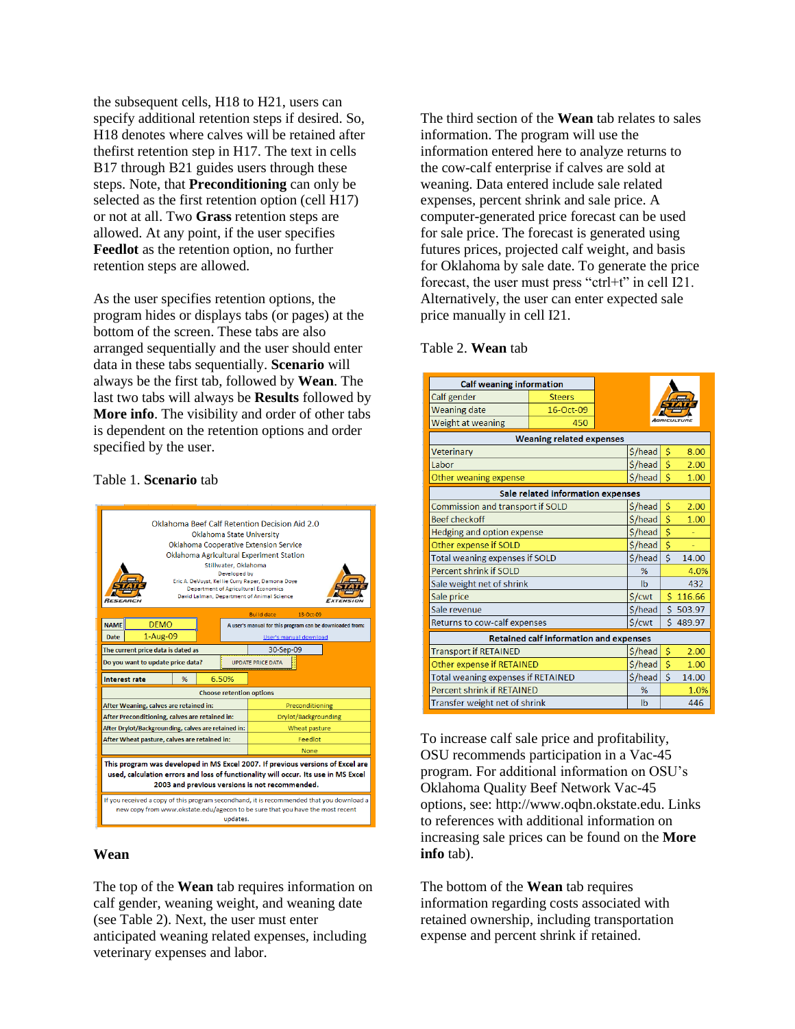the subsequent cells, H18 to H21, users can specify additional retention steps if desired. So, H18 denotes where calves will be retained after thefirst retention step in H17. The text in cells B17 through B21 guides users through these steps. Note, that **Preconditioning** can only be selected as the first retention option (cell H17) or not at all. Two **Grass** retention steps are allowed. At any point, if the user specifies **Feedlot** as the retention option, no further retention steps are allowed.

As the user specifies retention options, the program hides or displays tabs (or pages) at the bottom of the screen. These tabs are also arranged sequentially and the user should enter data in these tabs sequentially. **Scenario** will always be the first tab, followed by **Wean**. The last two tabs will always be **Results** followed by **More info**. The visibility and order of other tabs is dependent on the retention options and order specified by the user.

Table 1. **Scenario** tab

| Oklahoma Beef Calf Retention Decision Aid 2.0 | |
|---|---|
| Oklahoma State University<br>Oklahoma Cooperative Extension Service<br>Oklahoma Agricultural Experiment Station<br>Stillwater, Oklahoma<br>Developed by<br>Eric A. DeVuyst, Kellie Curry Raper, Damona Doye<br>Department of Agricultural Economics<br>David Lalman, Department of Animal Science | |
| Build date | 13-Oct-09 |
| NAME: DEMO | A user's manual for this program can be downloaded from: User's manual download |
| Date: 1-Aug-09 | |
| The current price data is dated as | 30-Sep-09 |
| Do you want to update price data? | UPDATE PRICE DATA |
| Interest rate % | 6.50% |
| Choose retention options | |
| After Weaning, calves are retained in: | Preconditioning |
| After Preconditioning, calves are retained in: | Drylot/Backgrounding |
| After Drylot/Backgrounding, calves are retained in: | Wheat pasture |
| After Wheat pasture, calves are retained in: | Feedlot |
| | None |
| This program was developed in MS Excel 2007. If previous versions of Excel are used, calculation errors and loss of functionality will occur. Its use in MS Excel 2003 and previous versions is not recommended. | |
| If you received a copy of this program secondhand, it is recommended that you download a new copy from www.okstate.edu/agecon to be sure that you have the most recent updates. | |

## Wean

The top of the **Wean** tab requires information on calf gender, weaning weight, and weaning date (see Table 2). Next, the user must enter anticipated weaning related expenses, including veterinary expenses and labor.

The third section of the **Wean** tab relates to sales information. The program will use the information entered here to analyze returns to the cow-calf enterprise if calves are sold at weaning. Data entered include sale related expenses, percent shrink and sale price. A computer-generated price forecast can be used for sale price. The forecast is generated using futures prices, projected calf weight, and basis for Oklahoma by sale date. To generate the price forecast, the user must press "ctrl+t" in cell I21. Alternatively, the user can enter expected sale price manually in cell I21.

Table 2. **Wean** tab

| Calf weaning information | | |
|---|---|---|
| Calf gender | | Steers |
| Weaning date | | 16-Oct-09 |
| Weight at weaning | | 450 |
| **Weaning related expenses** | | |
| Veterinary | $/head | $ 8.00 |
| Labor | $/head | $ 2.00 |
| Other weaning expense | $/head | $ 1.00 |
| **Sale related information expenses** | | |
| Commission and transport if SOLD | $/head | $ 2.00 |
| Beef checkoff | $/head | $ 1.00 |
| Hedging and option expense | $/head | $ - |
| Other expense if SOLD | $/head | $ - |
| Total weaning expenses if SOLD | $/head | $ 14.00 |
| Percent shrink if SOLD | % | 4.0% |
| Sale weight net of shrink | lb | 432 |
| Sale price | $/cwt | $ 116.66 |
| Sale revenue | $/head | $ 503.97 |
| Returns to cow-calf expenses | $/cwt | $ 489.97 |
| **Retained calf information and expenses** | | |
| Transport if RETAINED | $/head | $ 2.00 |
| Other expense if RETAINED | $/head | $ 1.00 |
| Total weaning expenses if RETAINED | $/head | $ 14.00 |
| Percent shrink if RETAINED | % | 1.0% |
| Transfer weight net of shrink | lb | 446 |

To increase calf sale price and profitability, OSU recommends participation in a Vac-45 program. For additional information on OSU's Oklahoma Quality Beef Network Vac-45 options, see: http://www.oqbn.okstate.edu. Links to references with additional information on increasing sale prices can be found on the **More info** tab).

The bottom of the **Wean** tab requires information regarding costs associated with retained ownership, including transportation expense and percent shrink if retained.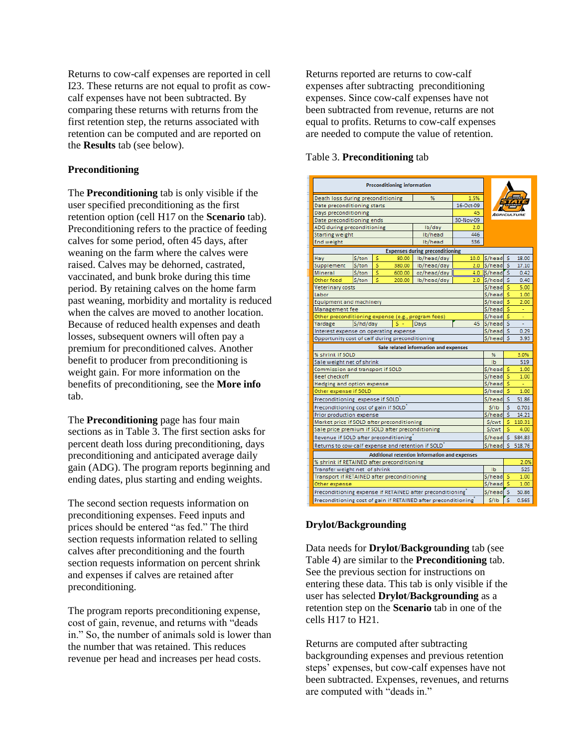Returns to cow-calf expenses are reported in cell I23. These returns are not equal to profit as cow-calf expenses have not been subtracted. By comparing these returns with returns from the first retention step, the returns associated with retention can be computed and are reported on the **Results** tab (see below).

**Preconditioning**

The **Preconditioning** tab is only visible if the user specified preconditioning as the first retention option (cell H17 on the **Scenario** tab). Preconditioning refers to the practice of feeding calves for some period, often 45 days, after weaning on the farm where the calves were raised. Calves may be dehorned, castrated, vaccinated, and bunk broke during this time period. By retaining calves on the home farm past weaning, morbidity and mortality is reduced when the calves are moved to another location. Because of reduced health expenses and death losses, subsequent owners will often pay a premium for preconditioned calves. Another benefit to producer from preconditioning is weight gain. For more information on the benefits of preconditioning, see the **More info** tab.

The **Preconditioning** page has four main sections as in Table 3. The first section asks for percent death loss during preconditioning, days preconditioning and anticipated average daily gain (ADG). The program reports beginning and ending dates, plus starting and ending weights.

The second section requests information on preconditioning expenses. Feed inputs and prices should be entered "as fed." The third section requests information related to selling calves after preconditioning and the fourth section requests information on percent shrink and expenses if calves are retained after preconditioning.

The program reports preconditioning expense, cost of gain, revenue, and returns with "deads in." So, the number of animals sold is lower than the number that was retained. This reduces revenue per head and increases per head costs.

Returns reported are returns to cow-calf expenses after subtracting preconditioning expenses. Since cow-calf expenses have not been subtracted from revenue, returns are not equal to profits. Returns to cow-calf expenses are needed to compute the value of retention.

Table 3. **Preconditioning** tab

| Preconditioning information | | | | | | |
|---|---|---|---|---|---|---|
| Death loss during preconditioning | | | % | 1.5% | | |
| Date preconditioning starts | | | | 16-Oct-09 | | |
| Days preconditioning | | | | 45 | | |
| Date preconditioning ends | | | | 30-Nov-09 | | |
| ADG during preconditioning | | | lb/day | 2.0 | | |
| Starting weight | | | lb/head | 446 | | |
| End weight | | | lb/head | 536 | | |
| **Expenses during preconditioning** | | | | | | |
| Hay | $/ton | $ 80.00 | lb/head/day | 10.0 | $/head | $ 18.00 |
| Supplement | $/ton | $ 380.00 | lb/head/day | 2.0 | $/head | $ 17.10 |
| Mineral | $/ton | $ 600.00 | oz/head/day | 4.0 | $/head | $ 0.42 |
| Other feed | $/ton | $ 200.00 | lb/head/day | 2.0 | $/head | $ 0.40 |
| Veterinary costs | | | | | $/head | $ 5.00 |
| Labor | | | | | $/head | $ 1.00 |
| Equipment and machinery | | | | | $/head | $ 2.00 |
| Management fee | | | | | $/head | $ - |
| Other preconditioning expense (e.g., program fees) | | | | | $/head | $ - |
| Yardage | $/hd/day | $ - | Days | 45 | $/head | $ - |
| Interest expense on operating expense | | | | | $/head | $ 0.29 |
| Opportunity cost of calf during preconditioning | | | | | $/head | $ 3.93 |
| **Sale related information and expenses** | | | | | | |
| % shrink if SOLD | | | | | % | 3.0% |
| Sale weight net of shrink | | | | | lb | 519 |
| Commission and transport if SOLD | | | | | $/head | $ 1.00 |
| Beef checkoff | | | | | $/head | $ 1.00 |
| Hedging and option expense | | | | | $/head | $ - |
| Other expense if SOLD | | | | | $/head | $ 1.00 |
| Preconditioning expense if SOLD* | | | | | $/head | $ 51.86 |
| Preconditioning cost of gain if SOLD* | | | | | $/lb | $ 0.701 |
| Prior production expense | | | | | $/head | $ 14.21 |
| Market price if SOLD after preconditioning | | | | | $/cwt | $ 110.31 |
| Sale price premium if SOLD after preconditioning | | | | | $/cwt | $ 4.00 |
| Revenue if SOLD after preconditioning* | | | | | $/head | $ 584.83 |
| Returns to cow-calf expense and retention if SOLD* | | | | | $/head | $ 518.76 |
| **Additional retention information and expenses** | | | | | | |
| % shrink if RETAINED after preconditioning | | | | | | 2.0% |
| Transfer weight net of shrink | | | | | lb | 525 |
| Transport if RETAINED after preconditioning | | | | | $/head | $ 1.00 |
| Other expense | | | | | $/head | $ 1.00 |
| Preconditioning expense if RETAINED after preconditioning* | | | | | $/head | $ 50.86 |
| Preconditioning cost of gain if RETAINED after preconditioning* | | | | | $/lb | $ 0.565 |

**Drylot/Backgrounding**

Data needs for **Drylot/Backgrounding** tab (see Table 4) are similar to the **Preconditioning** tab. See the previous section for instructions on entering these data. This tab is only visible if the user has selected **Drylot/Backgrounding** as a retention step on the **Scenario** tab in one of the cells H17 to H21.

Returns are computed after subtracting backgrounding expenses and previous retention steps' expenses, but cow-calf expenses have not been subtracted. Expenses, revenues, and returns are computed with "deads in."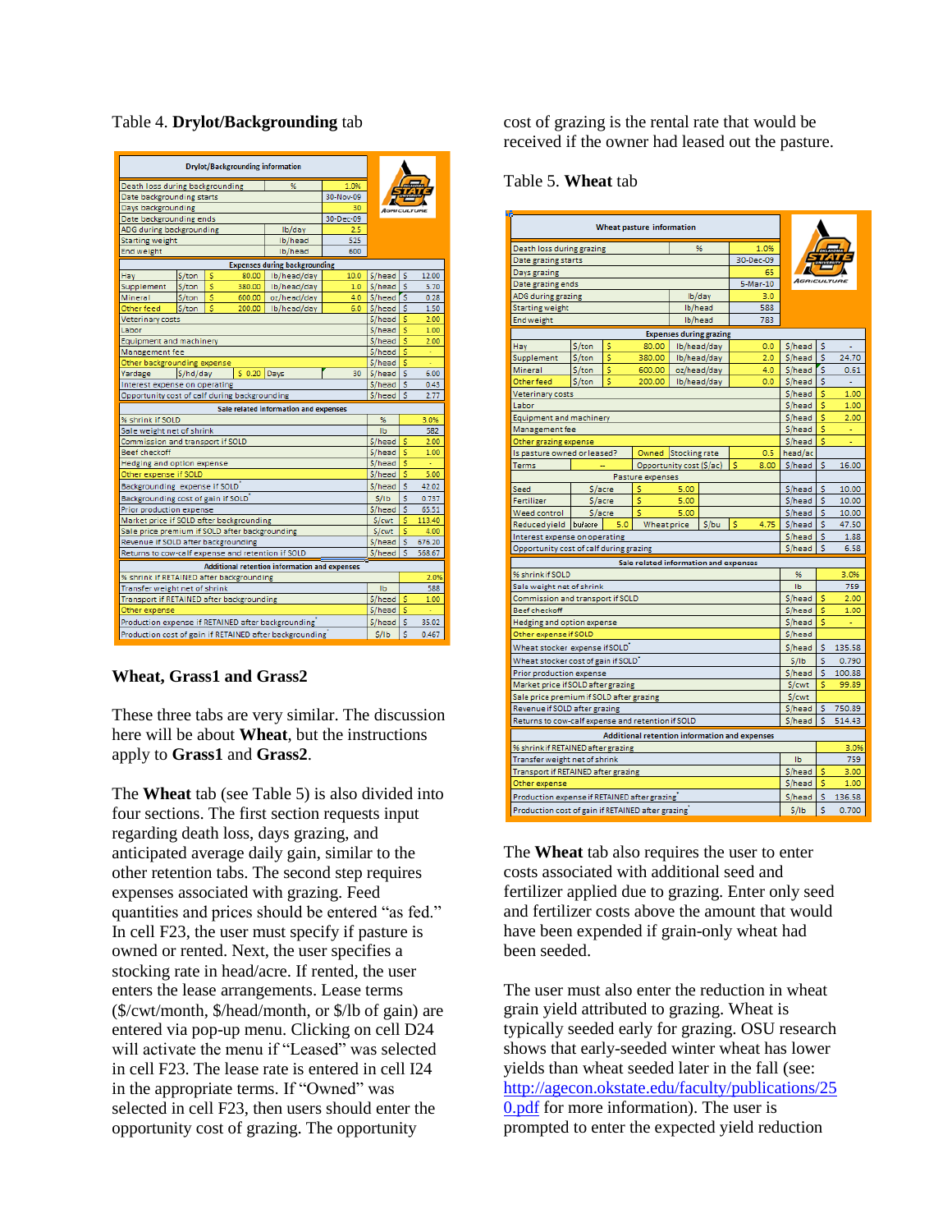Table 4. **Drylot/Backgrounding** tab

| Drylot/Backgrounding information | | | | | | | |
|---|---|---|---|---|---|---|---|
| Death loss during backgrounding | | % | | 1.0% | | | |
| Date backgrounding starts | | | | 30-Nov-09 | | | |
| Days backgrounding | | | | 30 | | | |
| Date backgrounding ends | | | | 30-Dec-09 | | | |
| ADG during backgrounding | | lb/day | | 2.5 | | | |
| Starting weight | | lb/head | | 525 | | | |
| End weight | | lb/head | | 600 | | | |
| **Expenses during backgrounding** | | | | | | | |
| Hay | $/ton | $ 80.00 | lb/head/day | 10.0 | $/head | $ | 12.00 |
| Supplement | $/ton | $ 380.00 | lb/head/day | 1.0 | $/head | $ | 5.70 |
| Mineral | $/ton | $ 600.00 | oz/head/day | 4.0 | $/head | $ | 0.28 |
| Other feed | $/ton | $ 200.00 | lb/head/day | 6.0 | $/head | $ | 1.50 |
| Veterinary costs | | | | | $/head | $ | 2.00 |
| Labor | | | | | $/head | $ | 1.00 |
| Equipment and machinery | | | | | $/head | $ | 2.00 |
| Management fee | | | | | $/head | $ | - |
| Other backgrounding expense | | | | | $/head | $ | - |
| Yardage | $/hd/day | $ 0.20 | Days | 30 | $/head | $ | 6.00 |
| Interest expense on operating | | | | | $/head | $ | 0.43 |
| Opportunity cost of calf during backgrounding | | | | | $/head | $ | 2.77 |
| **Sale related information and expenses** | | | | | | | |
| % shrink if SOLD | | | | | % | | 3.0% |
| Sale weight net of shrink | | | | | lb | | 582 |
| Commission and transport if SOLD | | | | | $/head | $ | 2.00 |
| Beef checkoff | | | | | $/head | $ | 1.00 |
| Hedging and option expense | | | | | $/head | $ | - |
| Other expense if SOLD | | | | | $/head | $ | 5.00 |
| Backgrounding expense if SOLD* | | | | | $/head | $ | 42.02 |
| Backgrounding cost of gain if SOLD* | | | | | $/lb | $ | 0.737 |
| Prior production expense | | | | | $/head | $ | 65.51 |
| Market price if SOLD after backgrounding | | | | | $/cwt | $ | 113.40 |
| Sale price premium if SOLD after backgrounding | | | | | $/cwt | $ | 4.00 |
| Revenue if SOLD after backgrounding | | | | | $/head | $ | 676.20 |
| Returns to cow-calf expense and retention if SOLD | | | | | $/head | $ | 568.67 |
| **Additional retention information and expenses** | | | | | | | |
| % shrink if RETAINED after backgrounding | | | | | | | 2.0% |
| Transfer weight net of shrink | | | | | lb | | 588 |
| Transport if RETAINED after backgrounding | | | | | $/head | $ | 1.00 |
| Other expense | | | | | $/head | $ | - |
| Production expense if RETAINED after backgrounding* | | | | | $/head | $ | 35.02 |
| Production cost of gain if RETAINED after backgrounding* | | | | | $/lb | $ | 0.467 |

## Wheat, Grass1 and Grass2

These three tabs are very similar. The discussion here will be about **Wheat**, but the instructions apply to **Grass1** and **Grass2**.

The **Wheat** tab (see Table 5) is also divided into four sections. The first section requests input regarding death loss, days grazing, and anticipated average daily gain, similar to the other retention tabs. The second step requires expenses associated with grazing. Feed quantities and prices should be entered "as fed." In cell F23, the user must specify if pasture is owned or rented. Next, the user specifies a stocking rate in head/acre. If rented, the user enters the lease arrangements. Lease terms ($/cwt/month, $/head/month, or $/lb of gain) are entered via pop-up menu. Clicking on cell D24 will activate the menu if "Leased" was selected in cell F23. The lease rate is entered in cell I24 in the appropriate terms. If "Owned" was selected in cell F23, then users should enter the opportunity cost of grazing. The opportunity cost of grazing is the rental rate that would be received if the owner had leased out the pasture.

Table 5. **Wheat** tab

| Wheat pasture information | | | | | | | | |
|---|---|---|---|---|---|---|---|---|
| Death loss during grazing | | | % | | 1.0% | | | |
| Date grazing starts | | | | | 30-Dec-09 | | | |
| Days grazing | | | | | 65 | | | |
| Date grazing ends | | | | | 5-Mar-10 | | | |
| ADG during grazing | | | lb/day | | 3.0 | | | |
| Starting weight | | | lb/head | | 588 | | | |
| End weight | | | lb/head | | 783 | | | |
| **Expenses during grazing** | | | | | | | | |
| Hay | $/ton | $ 80.00 | lb/head/day | | 0.0 | $/head | $ | - |
| Supplement | $/ton | $ 380.00 | lb/head/day | | 2.0 | $/head | $ | 24.70 |
| Mineral | $/ton | $ 600.00 | oz/head/day | | 4.0 | $/head | $ | 0.61 |
| Other feed | $/ton | $ 200.00 | lb/head/day | | 0.0 | $/head | $ | - |
| Veterinary costs | | | | | | $/head | $ | 1.00 |
| Labor | | | | | | $/head | $ | 1.00 |
| Equipment and machinery | | | | | | $/head | $ | 2.00 |
| Management fee | | | | | | $/head | $ | - |
| Other grazing expense | | | | | | $/head | $ | - |
| Is pasture owned or leased? | | Owned | Stocking rate | | 0.5 | head/ac | | |
| Terms | -- | Opportunity cost ($/ac) | | $ 8.00 | | $/head | $ | 16.00 |
| **Pasture expenses** | | | | | | | | |
| Seed | $/acre | $ 5.00 | | | | $/head | $ | 10.00 |
| Fertilizer | $/acre | $ 5.00 | | | | $/head | $ | 10.00 |
| Weed control | $/acre | $ 5.00 | | | | $/head | $ | 10.00 |
| Reduced yield | bu/acre 5.0 | Wheat price | $/bu | $ | 4.75 | $/head | $ | 47.50 |
| Interest expense on operating | | | | | | $/head | $ | 1.88 |
| Opportunity cost of calf during grazing | | | | | | $/head | $ | 6.58 |
| **Sale related information and expenses** | | | | | | | | |
| % shrink if SOLD | | | | | | % | | 3.0% |
| Sale weight net of shrink | | | | | | lb | | 759 |
| Commission and transport if SOLD | | | | | | $/head | $ | 2.00 |
| Beef checkoff | | | | | | $/head | $ | 1.00 |
| Hedging and option expense | | | | | | $/head | $ | - |
| Other expense if SOLD | | | | | | $/head | | |
| Wheat stocker expense if SOLD* | | | | | | $/head | $ | 135.58 |
| Wheat stocker cost of gain if SOLD* | | | | | | $/lb | $ | 0.790 |
| Prior production expense | | | | | | $/head | $ | 100.88 |
| Market price if SOLD after grazing | | | | | | $/cwt | $ | 99.89 |
| Sale price premium if SOLD after grazing | | | | | | $/cwt | | |
| Revenue if SOLD after grazing | | | | | | $/head | $ | 750.89 |
| Returns to cow-calf expense and retention if SOLD | | | | | | $/head | $ | 514.43 |
| **Additional retention information and expenses** | | | | | | | | |
| % shrink if RETAINED after grazing | | | | | | | | 3.0% |
| Transfer weight net of shrink | | | | | | lb | | 759 |
| Transport if RETAINED after grazing | | | | | | $/head | $ | 3.00 |
| Other expense | | | | | | $/head | $ | 1.00 |
| Production expense if RETAINED after grazing* | | | | | | $/head | $ | 136.58 |
| Production cost of gain if RETAINED after grazing* | | | | | | $/lb | $ | 0.700 |

The **Wheat** tab also requires the user to enter costs associated with additional seed and fertilizer applied due to grazing. Enter only seed and fertilizer costs above the amount that would have been expended if grain-only wheat had been seeded.

The user must also enter the reduction in wheat grain yield attributed to grazing. Wheat is typically seeded early for grazing. OSU research shows that early-seeded winter wheat has lower yields than wheat seeded later in the fall (see: [http://agecon.okstate.edu/faculty/publications/250.pdf](http://agecon.okstate.edu/faculty/publications/250.pdf) for more information). The user is prompted to enter the expected yield reduction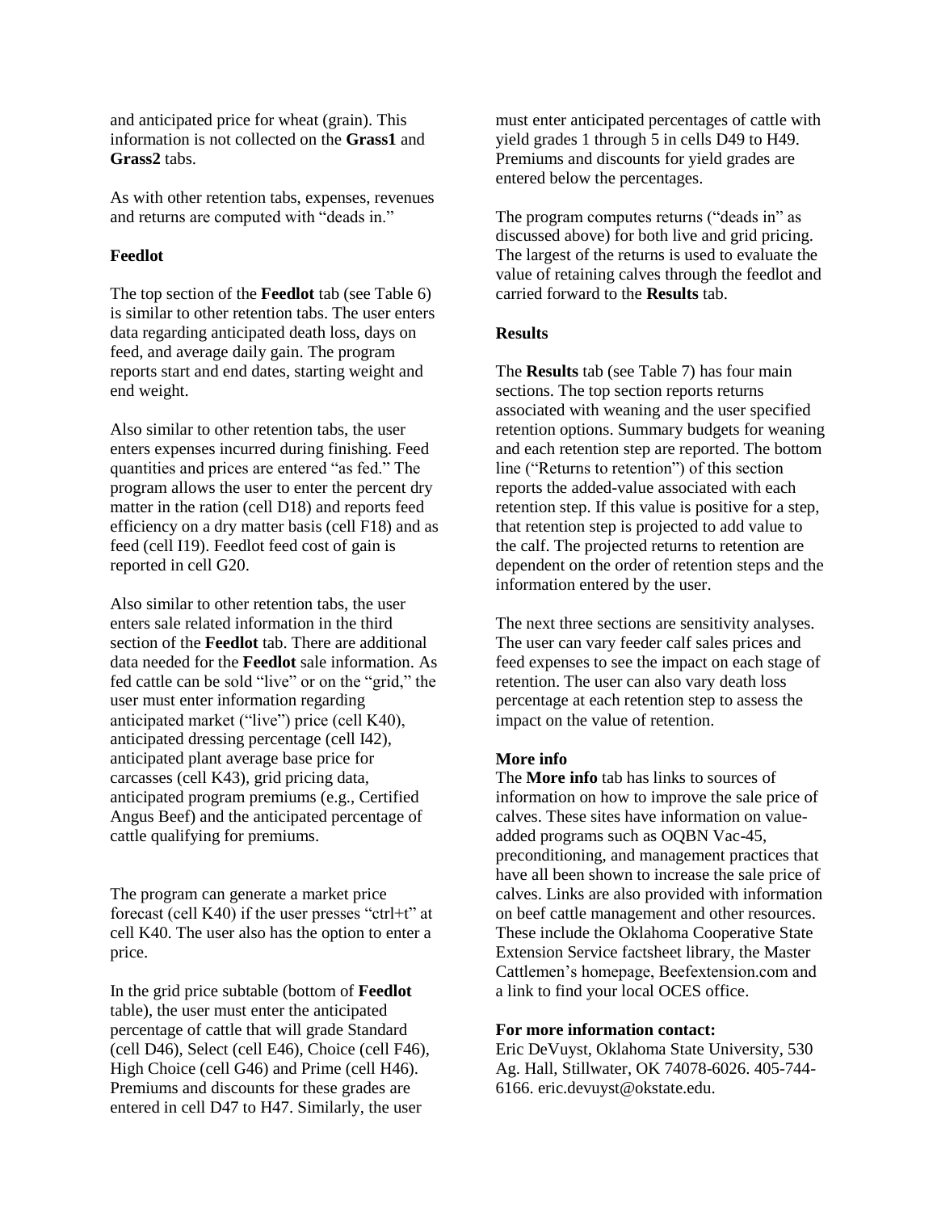and anticipated price for wheat (grain). This information is not collected on the **Grass1** and **Grass2** tabs.

As with other retention tabs, expenses, revenues and returns are computed with "deads in."

**Feedlot**

The top section of the **Feedlot** tab (see Table 6) is similar to other retention tabs. The user enters data regarding anticipated death loss, days on feed, and average daily gain. The program reports start and end dates, starting weight and end weight.

Also similar to other retention tabs, the user enters expenses incurred during finishing. Feed quantities and prices are entered "as fed." The program allows the user to enter the percent dry matter in the ration (cell D18) and reports feed efficiency on a dry matter basis (cell F18) and as feed (cell I19). Feedlot feed cost of gain is reported in cell G20.

Also similar to other retention tabs, the user enters sale related information in the third section of the **Feedlot** tab. There are additional data needed for the **Feedlot** sale information. As fed cattle can be sold "live" or on the "grid," the user must enter information regarding anticipated market ("live") price (cell K40), anticipated dressing percentage (cell I42), anticipated plant average base price for carcasses (cell K43), grid pricing data, anticipated program premiums (e.g., Certified Angus Beef) and the anticipated percentage of cattle qualifying for premiums.

The program can generate a market price forecast (cell K40) if the user presses "ctrl+t" at cell K40. The user also has the option to enter a price.

In the grid price subtable (bottom of **Feedlot** table), the user must enter the anticipated percentage of cattle that will grade Standard (cell D46), Select (cell E46), Choice (cell F46), High Choice (cell G46) and Prime (cell H46). Premiums and discounts for these grades are entered in cell D47 to H47. Similarly, the user must enter anticipated percentages of cattle with yield grades 1 through 5 in cells D49 to H49. Premiums and discounts for yield grades are entered below the percentages.

The program computes returns ("deads in" as discussed above) for both live and grid pricing. The largest of the returns is used to evaluate the value of retaining calves through the feedlot and carried forward to the **Results** tab.

**Results**

The **Results** tab (see Table 7) has four main sections. The top section reports returns associated with weaning and the user specified retention options. Summary budgets for weaning and each retention step are reported. The bottom line ("Returns to retention") of this section reports the added-value associated with each retention step. If this value is positive for a step, that retention step is projected to add value to the calf. The projected returns to retention are dependent on the order of retention steps and the information entered by the user.

The next three sections are sensitivity analyses. The user can vary feeder calf sales prices and feed expenses to see the impact on each stage of retention. The user can also vary death loss percentage at each retention step to assess the impact on the value of retention.

**More info**

The **More info** tab has links to sources of information on how to improve the sale price of calves. These sites have information on value-added programs such as OQBN Vac-45, preconditioning, and management practices that have all been shown to increase the sale price of calves. Links are also provided with information on beef cattle management and other resources. These include the Oklahoma Cooperative State Extension Service factsheet library, the Master Cattlemen's homepage, Beefextension.com and a link to find your local OCES office.

**For more information contact:**

Eric DeVuyst, Oklahoma State University, 530 Ag. Hall, Stillwater, OK 74078-6026. 405-744-6166. eric.devuyst@okstate.edu.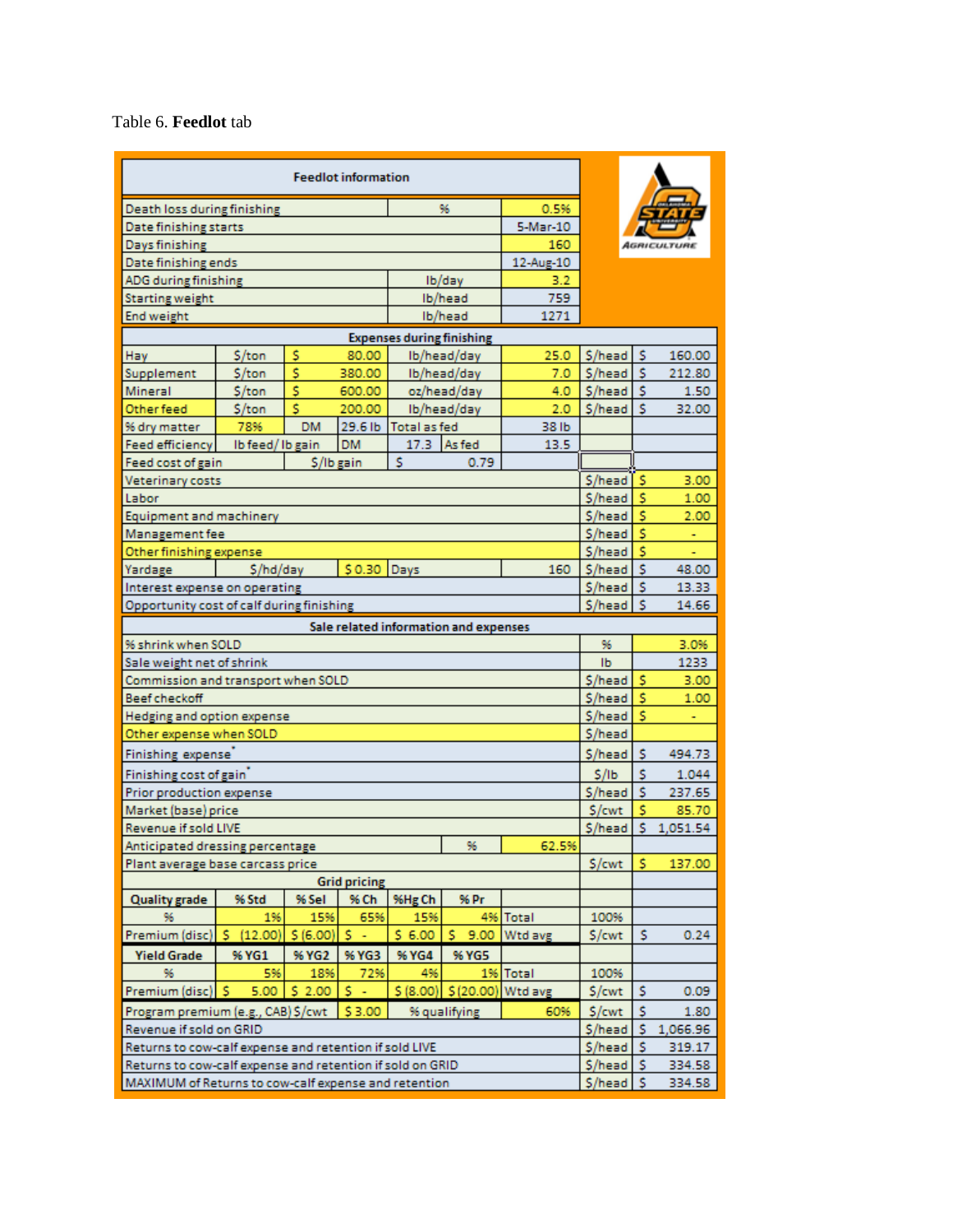Table 6. **Feedlot** tab

| Feedlot information | | | | | | | | |
|---|---|---|---|---|---|---|---|---|
| Death loss during finishing | | | % | | 0.5% | | | |
| Date finishing starts | | | | | 5-Mar-10 | | | |
| Days finishing | | | | | 160 | | | |
| Date finishing ends | | | | | 12-Aug-10 | | | |
| ADG during finishing | | | lb/day | | 3.2 | | | |
| Starting weight | | | lb/head | | 759 | | | |
| End weight | | | lb/head | | 1271 | | | |
| **Expenses during finishing** | | | | | | | | |
| Hay | $/ton | $ 80.00 | lb/head/day | | 25.0 | $/head | $ | 160.00 |
| Supplement | $/ton | $ 380.00 | lb/head/day | | 7.0 | $/head | $ | 212.80 |
| Mineral | $/ton | $ 600.00 | oz/head/day | | 4.0 | $/head | $ | 1.50 |
| Other feed | $/ton | $ 200.00 | lb/head/day | | 2.0 | $/head | $ | 32.00 |
| % dry matter | 78% | DM | 29.6 lb | Total as fed | 38 lb | | | |
| Feed efficiency | lb feed/ lb gain | DM | 17.3 | As fed | 13.5 | | | |
| Feed cost of gain | | $/lb gain | $ | 0.79 | | | | |
| Veterinary costs | | | | | | $/head | $ | 3.00 |
| Labor | | | | | | $/head | $ | 1.00 |
| Equipment and machinery | | | | | | $/head | $ | 2.00 |
| Management fee | | | | | | $/head | $ | - |
| Other finishing expense | | | | | | $/head | $ | - |
| Yardage | $/hd/day | $ 0.30 | Days | | 160 | $/head | $ | 48.00 |
| Interest expense on operating | | | | | | $/head | $ | 13.33 |
| Opportunity cost of calf during finishing | | | | | | $/head | $ | 14.66 |
| **Sale related information and expenses** | | | | | | | | |
| % shrink when SOLD | | | | | | % | | 3.0% |
| Sale weight net of shrink | | | | | | lb | | 1233 |
| Commission and transport when SOLD | | | | | | $/head | $ | 3.00 |
| Beef checkoff | | | | | | $/head | $ | 1.00 |
| Hedging and option expense | | | | | | $/head | $ | - |
| Other expense when SOLD | | | | | | $/head | | |
| Finishing expense* | | | | | | $/head | $ | 494.73 |
| Finishing cost of gain* | | | | | | $/lb | $ | 1.044 |
| Prior production expense | | | | | | $/head | $ | 237.65 |
| Market (base) price | | | | | | $/cwt | $ | 85.70 |
| Revenue if sold LIVE | | | | | | $/head | $ | 1,051.54 |
| Anticipated dressing percentage | | | | % | 62.5% | | | |
| Plant average base carcass price | | | | | | $/cwt | $ | 137.00 |
| **Grid pricing** | | | | | | | | |
| **Quality grade** | **% Std** | **% Sel** | **% Ch** | **%Hg Ch** | **% Pr** | | | |
| % | 1% | 15% | 65% | 15% | 4% | Total | 100% | |
| Premium (disc) | $ (12.00) | $ (6.00) | $ - | $ 6.00 | $ 9.00 | Wtd avg | $/cwt | $ 0.24 |
| **Yield Grade** | **% YG1** | **% YG2** | **% YG3** | **% YG4** | **% YG5** | | | |
| % | 5% | 18% | 72% | 4% | 1% | Total | 100% | |
| Premium (disc) | $ 5.00 | $ 2.00 | $ - | $ (8.00) | $ (20.00) | Wtd avg | $/cwt | $ 0.09 |
| Program premium (e.g., CAB) $/cwt | | $ 3.00 | % qualifying | | 60% | $/cwt | $ | 1.80 |
| Revenue if sold on GRID | | | | | | $/head | $ | 1,066.96 |
| Returns to cow-calf expense and retention if sold LIVE | | | | | | $/head | $ | 319.17 |
| Returns to cow-calf expense and retention if sold on GRID | | | | | | $/head | $ | 334.58 |
| MAXIMUM of Returns to cow-calf expense and retention | | | | | | $/head | $ | 334.58 |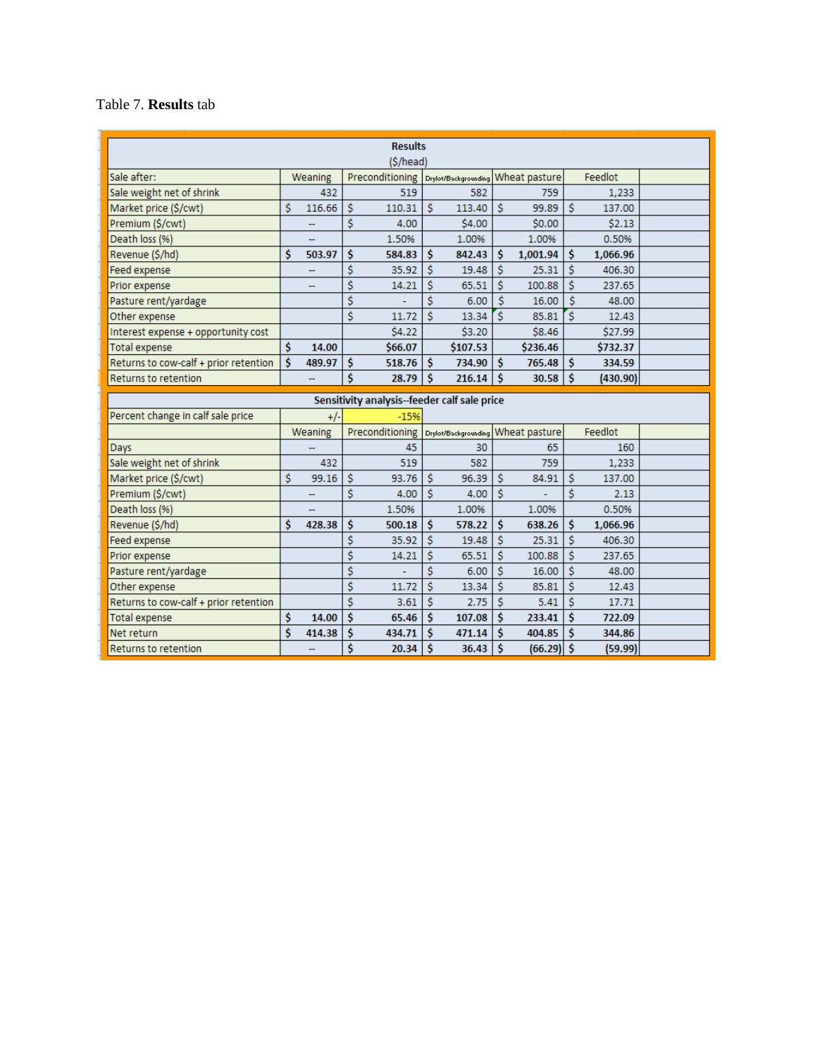Table 7. **Results** tab

| Results ($/head) | | | | | | |
|---|---|---|---|---|---|---|
| Sale after: | Weaning | Preconditioning | Drylot/Backgrounding | Wheat pasture | Feedlot | |
| Sale weight net of shrink | 432 | 519 | 582 | 759 | 1,233 | |
| Market price ($/cwt) | $ 116.66 | $ 110.31 | $ 113.40 | $ 99.89 | $ 137.00 | |
| Premium ($/cwt) | -- | $ 4.00 | $4.00 | $0.00 | $2.13 | |
| Death loss (%) | -- | 1.50% | 1.00% | 1.00% | 0.50% | |
| Revenue ($/hd) | **$ 503.97** | **$ 584.83** | **$ 842.43** | **$ 1,001.94** | **$ 1,066.96** | |
| Feed expense | -- | $ 35.92 | $ 19.48 | $ 25.31 | $ 406.30 | |
| Prior expense | -- | $ 14.21 | $ 65.51 | $ 100.88 | $ 237.65 | |
| Pasture rent/yardage | | $ - | $ 6.00 | $ 16.00 | $ 48.00 | |
| Other expense | | $ 11.72 | $ 13.34 | $ 85.81 | $ 12.43 | |
| Interest expense + opportunity cost | | $4.22 | $3.20 | $8.46 | $27.99 | |
| Total expense | **$ 14.00** | **$66.07** | **$107.53** | **$236.46** | **$732.37** | |
| Returns to cow-calf + prior retention | **$ 489.97** | **$ 518.76** | **$ 734.90** | **$ 765.48** | **$ 334.59** | |
| Returns to retention | -- | **$ 28.79** | **$ 216.14** | **$ 30.58** | **$ (430.90)** | |
| **Sensitivity analysis--feeder calf sale price** | | | | | | |
| Percent change in calf sale price | +/- | -15% | | | | |
| | Weaning | Preconditioning | Drylot/Backgrounding | Wheat pasture | Feedlot | |
| Days | -- | 45 | 30 | 65 | 160 | |
| Sale weight net of shrink | 432 | 519 | 582 | 759 | 1,233 | |
| Market price ($/cwt) | $ 99.16 | $ 93.76 | $ 96.39 | $ 84.91 | $ 137.00 | |
| Premium ($/cwt) | -- | $ 4.00 | $ 4.00 | $ - | $ 2.13 | |
| Death loss (%) | -- | 1.50% | 1.00% | 1.00% | 0.50% | |
| Revenue ($/hd) | **$ 428.38** | **$ 500.18** | **$ 578.22** | **$ 638.26** | **$ 1,066.96** | |
| Feed expense | | $ 35.92 | $ 19.48 | $ 25.31 | $ 406.30 | |
| Prior expense | | $ 14.21 | $ 65.51 | $ 100.88 | $ 237.65 | |
| Pasture rent/yardage | | $ - | $ 6.00 | $ 16.00 | $ 48.00 | |
| Other expense | | $ 11.72 | $ 13.34 | $ 85.81 | $ 12.43 | |
| Returns to cow-calf + prior retention | | $ 3.61 | $ 2.75 | $ 5.41 | $ 17.71 | |
| Total expense | **$ 14.00** | **$ 65.46** | **$ 107.08** | **$ 233.41** | **$ 722.09** | |
| Net return | **$ 414.38** | **$ 434.71** | **$ 471.14** | **$ 404.85** | **$ 344.86** | |
| Returns to retention | -- | **$ 20.34** | **$ 36.43** | **$ (66.29)** | **$ (59.99)** | |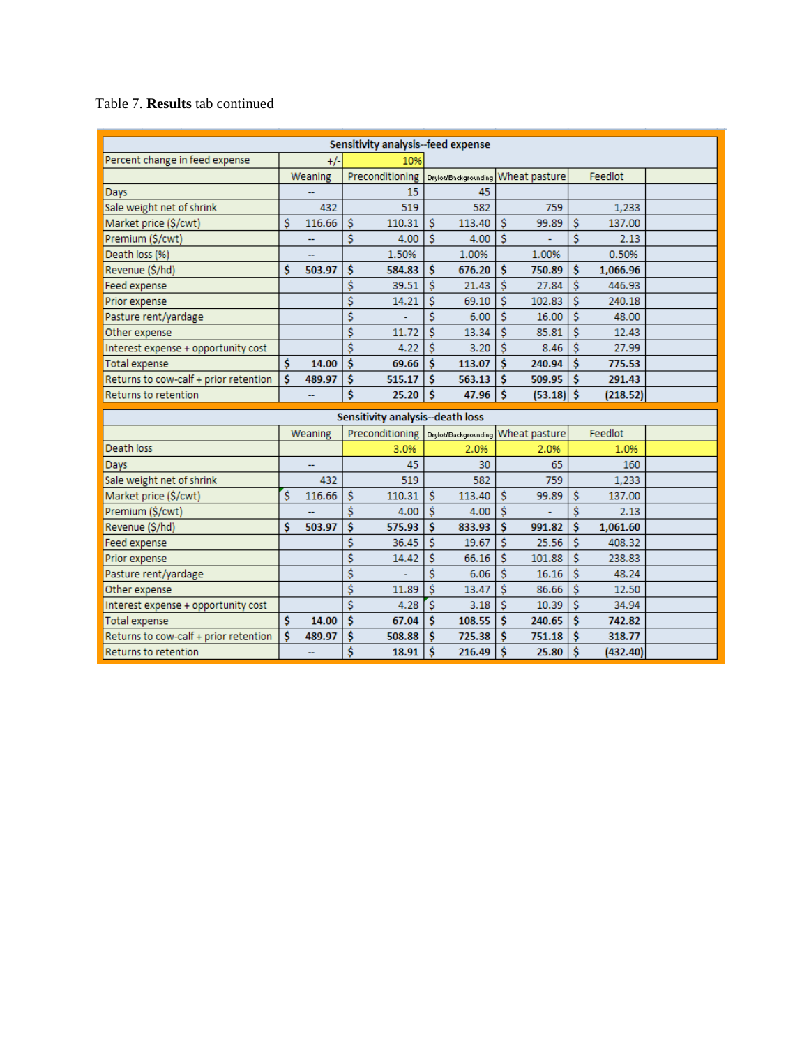Table 7. **Results** tab continued

| Sensitivity analysis--feed expense | | | | | |
|---|---|---|---|---|---|
| Percent change in feed expense | +/- | 10% | | | |
| | Weaning | Preconditioning | Drylot/Backgrounding | Wheat pasture | Feedlot |
| Days | -- | 15 | 45 | | |
| Sale weight net of shrink | 432 | 519 | 582 | 759 | 1,233 |
| Market price ($/cwt) | $ 116.66 | $ 110.31 | $ 113.40 | $ 99.89 | $ 137.00 |
| Premium ($/cwt) | -- | $ 4.00 | $ 4.00 | $ - | $ 2.13 |
| Death loss (%) | -- | 1.50% | 1.00% | 1.00% | 0.50% |
| **Revenue ($/hd)** | **$ 503.97** | **$ 584.83** | **$ 676.20** | **$ 750.89** | **$ 1,066.96** |
| Feed expense | | $ 39.51 | $ 21.43 | $ 27.84 | $ 446.93 |
| Prior expense | | $ 14.21 | $ 69.10 | $ 102.83 | $ 240.18 |
| Pasture rent/yardage | | $ - | $ 6.00 | $ 16.00 | $ 48.00 |
| Other expense | | $ 11.72 | $ 13.34 | $ 85.81 | $ 12.43 |
| Interest expense + opportunity cost | | $ 4.22 | $ 3.20 | $ 8.46 | $ 27.99 |
| Total expense | **$ 14.00** | **$ 69.66** | **$ 113.07** | **$ 240.94** | **$ 775.53** |
| Returns to cow-calf + prior retention | **$ 489.97** | **$ 515.17** | **$ 563.13** | **$ 509.95** | **$ 291.43** |
| Returns to retention | -- | **$ 25.20** | **$ 47.96** | **$ (53.18)** | **$ (218.52)** |

| Sensitivity analysis--death loss | | | | | |
|---|---|---|---|---|---|
| | Weaning | Preconditioning | Drylot/Backgrounding | Wheat pasture | Feedlot |
| Death loss | | 3.0% | 2.0% | 2.0% | 1.0% |
| Days | -- | 45 | 30 | 65 | 160 |
| Sale weight net of shrink | 432 | 519 | 582 | 759 | 1,233 |
| Market price ($/cwt) | $ 116.66 | $ 110.31 | $ 113.40 | $ 99.89 | $ 137.00 |
| Premium ($/cwt) | -- | $ 4.00 | $ 4.00 | $ - | $ 2.13 |
| **Revenue ($/hd)** | **$ 503.97** | **$ 575.93** | **$ 833.93** | **$ 991.82** | **$ 1,061.60** |
| Feed expense | | $ 36.45 | $ 19.67 | $ 25.56 | $ 408.32 |
| Prior expense | | $ 14.42 | $ 66.16 | $ 101.88 | $ 238.83 |
| Pasture rent/yardage | | $ - | $ 6.06 | $ 16.16 | $ 48.24 |
| Other expense | | $ 11.89 | $ 13.47 | $ 86.66 | $ 12.50 |
| Interest expense + opportunity cost | | $ 4.28 | $ 3.18 | $ 10.39 | $ 34.94 |
| Total expense | **$ 14.00** | **$ 67.04** | **$ 108.55** | **$ 240.65** | **$ 742.82** |
| Returns to cow-calf + prior retention | **$ 489.97** | **$ 508.88** | **$ 725.38** | **$ 751.18** | **$ 318.77** |
| Returns to retention | -- | **$ 18.91** | **$ 216.49** | **$ 25.80** | **$ (432.40)** |